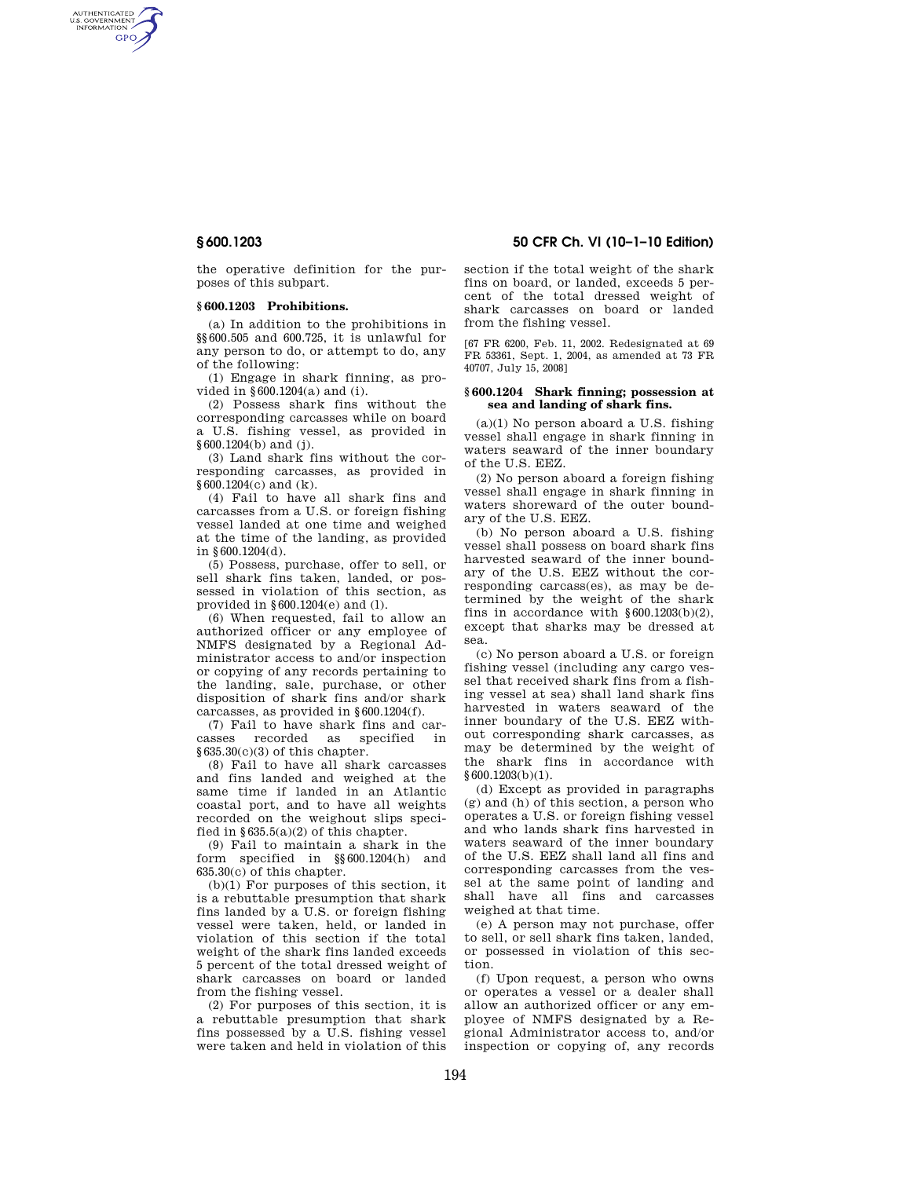the operative definition for the purposes of this subpart.

### § 600.1203 Prohibitions.

(a) In addition to the prohibitions in §§ 600.505 and 600.725, it is unlawful for any person to do, or attempt to do, any of the following:

(1) Engage in shark finning, as provided in § 600.1204(a) and (i).

(2) Possess shark fins without the corresponding carcasses while on board a U.S. fishing vessel, as provided in § 600.1204(b) and (j).

(3) Land shark fins without the corresponding carcasses, as provided in § 600.1204(c) and (k).

(4) Fail to have all shark fins and carcasses from a U.S. or foreign fishing vessel landed at one time and weighed at the time of the landing, as provided in § 600.1204(d).

(5) Possess, purchase, offer to sell, or sell shark fins taken, landed, or possessed in violation of this section, as provided in § 600.1204(e) and (l).

(6) When requested, fail to allow an authorized officer or any employee of NMFS designated by a Regional Administrator access to and/or inspection or copying of any records pertaining to the landing, sale, purchase, or other disposition of shark fins and/or shark carcasses, as provided in § 600.1204(f).

(7) Fail to have shark fins and carcasses recorded as specified in § 635.30(c)(3) of this chapter.

(8) Fail to have all shark carcasses and fins landed and weighed at the same time if landed in an Atlantic coastal port, and to have all weights recorded on the weighout slips specified in § 635.5(a)(2) of this chapter.

(9) Fail to maintain a shark in the form specified in §§ 600.1204(h) and 635.30(c) of this chapter.

(b)(1) For purposes of this section, it is a rebuttable presumption that shark fins landed by a U.S. or foreign fishing vessel were taken, held, or landed in violation of this section if the total weight of the shark fins landed exceeds 5 percent of the total dressed weight of shark carcasses on board or landed from the fishing vessel.

(2) For purposes of this section, it is a rebuttable presumption that shark fins possessed by a U.S. fishing vessel were taken and held in violation of this section if the total weight of the shark fins on board, or landed, exceeds 5 percent of the total dressed weight of shark carcasses on board or landed from the fishing vessel.

[67 FR 6200, Feb. 11, 2002. Redesignated at 69 FR 53361, Sept. 1, 2004, as amended at 73 FR 40707, July 15, 2008]

### § 600.1204 Shark finning; possession at sea and landing of shark fins.

(a)(1) No person aboard a U.S. fishing vessel shall engage in shark finning in waters seaward of the inner boundary of the U.S. EEZ.

(2) No person aboard a foreign fishing vessel shall engage in shark finning in waters shoreward of the outer boundary of the U.S. EEZ.

(b) No person aboard a U.S. fishing vessel shall possess on board shark fins harvested seaward of the inner boundary of the U.S. EEZ without the corresponding carcass(es), as may be determined by the weight of the shark fins in accordance with § 600.1203(b)(2), except that sharks may be dressed at sea.

(c) No person aboard a U.S. or foreign fishing vessel (including any cargo vessel that received shark fins from a fishing vessel at sea) shall land shark fins harvested in waters seaward of the inner boundary of the U.S. EEZ without corresponding shark carcasses, as may be determined by the weight of the shark fins in accordance with § 600.1203(b)(1).

(d) Except as provided in paragraphs (g) and (h) of this section, a person who operates a U.S. or foreign fishing vessel and who lands shark fins harvested in waters seaward of the inner boundary of the U.S. EEZ shall land all fins and corresponding carcasses from the vessel at the same point of landing and shall have all fins and carcasses weighed at that time.

(e) A person may not purchase, offer to sell, or sell shark fins taken, landed, or possessed in violation of this section.

(f) Upon request, a person who owns or operates a vessel or a dealer shall allow an authorized officer or any employee of NMFS designated by a Regional Administrator access to, and/or inspection or copying of, any records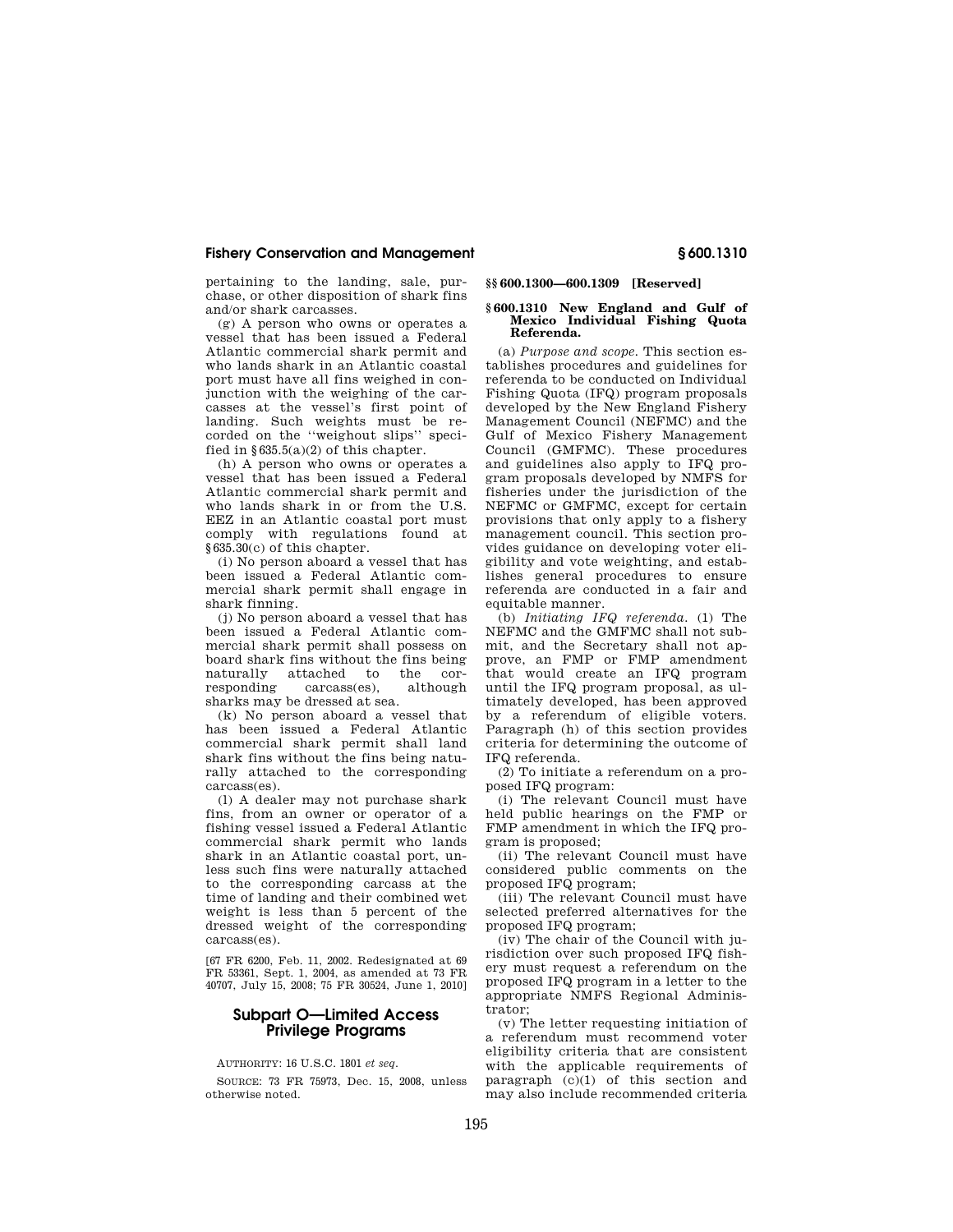pertaining to the landing, sale, purchase, or other disposition of shark fins and/or shark carcasses.

(g) A person who owns or operates a vessel that has been issued a Federal Atlantic commercial shark permit and who lands shark in an Atlantic coastal port must have all fins weighed in conjunction with the weighing of the carcasses at the vessel's first point of landing. Such weights must be recorded on the ''weighout slips'' specified in §635.5(a)(2) of this chapter.

(h) A person who owns or operates a vessel that has been issued a Federal Atlantic commercial shark permit and who lands shark in or from the U.S. EEZ in an Atlantic coastal port must comply with regulations found at §635.30(c) of this chapter.

(i) No person aboard a vessel that has been issued a Federal Atlantic commercial shark permit shall engage in shark finning.

(j) No person aboard a vessel that has been issued a Federal Atlantic commercial shark permit shall possess on board shark fins without the fins being naturally attached to the corresponding carcass(es), although sharks may be dressed at sea.

(k) No person aboard a vessel that has been issued a Federal Atlantic commercial shark permit shall land shark fins without the fins being naturally attached to the corresponding carcass(es).

(l) A dealer may not purchase shark fins, from an owner or operator of a fishing vessel issued a Federal Atlantic commercial shark permit who lands shark in an Atlantic coastal port, unless such fins were naturally attached to the corresponding carcass at the time of landing and their combined wet weight is less than 5 percent of the dressed weight of the corresponding carcass(es).

[67 FR 6200, Feb. 11, 2002. Redesignated at 69 FR 53361, Sept. 1, 2004, as amended at 73 FR 40707, July 15, 2008; 75 FR 30524, June 1, 2010]

## Subpart O—Limited Access Privilege Programs

AUTHORITY: 16 U.S.C. 1801 *et seq.*

SOURCE: 73 FR 75973, Dec. 15, 2008, unless otherwise noted.

### §§ 600.1300—600.1309 [Reserved]

### § 600.1310 New England and Gulf of Mexico Individual Fishing Quota Referenda.

(a) *Purpose and scope.* This section establishes procedures and guidelines for referenda to be conducted on Individual Fishing Quota (IFQ) program proposals developed by the New England Fishery Management Council (NEFMC) and the Gulf of Mexico Fishery Management Council (GMFMC). These procedures and guidelines also apply to IFQ program proposals developed by NMFS for fisheries under the jurisdiction of the NEFMC or GMFMC, except for certain provisions that only apply to a fishery management council. This section provides guidance on developing voter eligibility and vote weighting, and establishes general procedures to ensure referenda are conducted in a fair and equitable manner.

(b) *Initiating IFQ referenda.* (1) The NEFMC and the GMFMC shall not submit, and the Secretary shall not approve, an FMP or FMP amendment that would create an IFQ program until the IFQ program proposal, as ultimately developed, has been approved by a referendum of eligible voters. Paragraph (h) of this section provides criteria for determining the outcome of IFQ referenda.

(2) To initiate a referendum on a proposed IFQ program:

(i) The relevant Council must have held public hearings on the FMP or FMP amendment in which the IFQ program is proposed;

(ii) The relevant Council must have considered public comments on the proposed IFQ program;

(iii) The relevant Council must have selected preferred alternatives for the proposed IFQ program;

(iv) The chair of the Council with jurisdiction over such proposed IFQ fishery must request a referendum on the proposed IFQ program in a letter to the appropriate NMFS Regional Administrator;

(v) The letter requesting initiation of a referendum must recommend voter eligibility criteria that are consistent with the applicable requirements of paragraph (c)(1) of this section and may also include recommended criteria